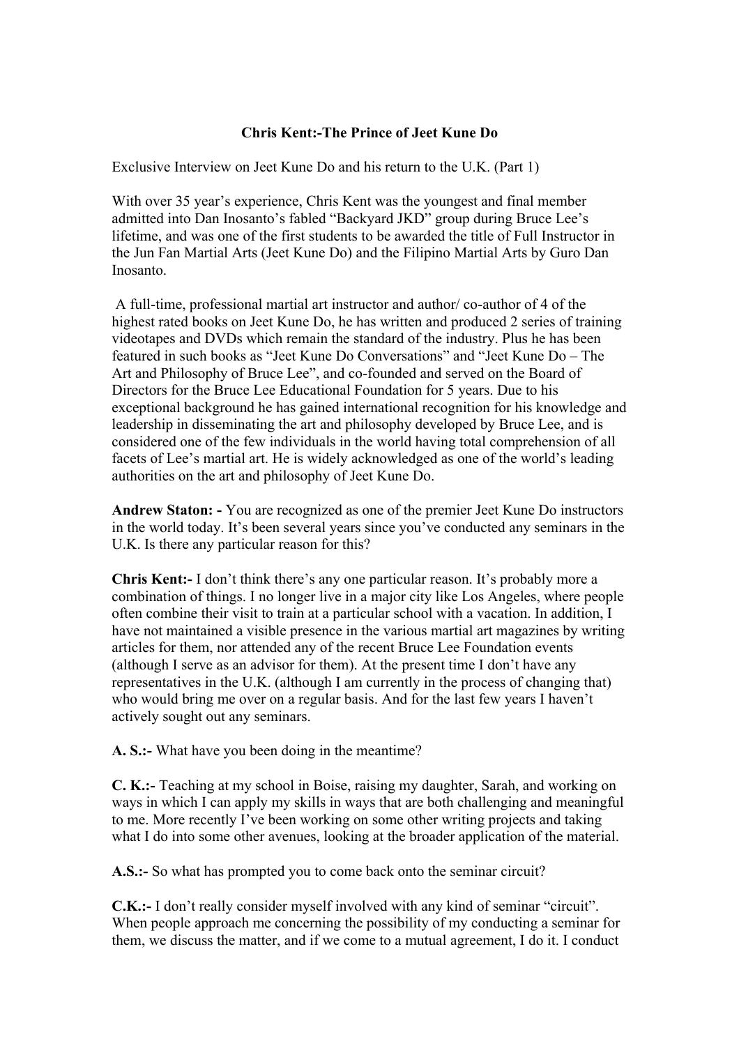# Chris Kent:-The Prince of Jeet Kune Do

Exclusive Interview on Jeet Kune Do and his return to the U.K. (Part 1)

With over 35 year's experience, Chris Kent was the youngest and final member admitted into Dan Inosanto's fabled "Backyard JKD" group during Bruce Lee's lifetime, and was one of the first students to be awarded the title of Full Instructor in the Jun Fan Martial Arts (Jeet Kune Do) and the Filipino Martial Arts by Guro Dan Inosanto.

A full-time, professional martial art instructor and author/ co-author of 4 of the highest rated books on Jeet Kune Do, he has written and produced 2 series of training videotapes and DVDs which remain the standard of the industry. Plus he has been featured in such books as "Jeet Kune Do Conversations" and "Jeet Kune Do – The Art and Philosophy of Bruce Lee", and co-founded and served on the Board of Directors for the Bruce Lee Educational Foundation for 5 years. Due to his exceptional background he has gained international recognition for his knowledge and leadership in disseminating the art and philosophy developed by Bruce Lee, and is considered one of the few individuals in the world having total comprehension of all facets of Lee's martial art. He is widely acknowledged as one of the world's leading authorities on the art and philosophy of Jeet Kune Do.

**Andrew Staton: -** You are recognized as one of the premier Jeet Kune Do instructors in the world today. It's been several years since you've conducted any seminars in the U.K. Is there any particular reason for this?

**Chris Kent:-** I don't think there's any one particular reason. It's probably more a combination of things. I no longer live in a major city like Los Angeles, where people often combine their visit to train at a particular school with a vacation. In addition, I have not maintained a visible presence in the various martial art magazines by writing articles for them, nor attended any of the recent Bruce Lee Foundation events (although I serve as an advisor for them). At the present time I don't have any representatives in the U.K. (although I am currently in the process of changing that) who would bring me over on a regular basis. And for the last few years I haven't actively sought out any seminars.

**A. S.:-** What have you been doing in the meantime?

**C. K.:-** Teaching at my school in Boise, raising my daughter, Sarah, and working on ways in which I can apply my skills in ways that are both challenging and meaningful to me. More recently I've been working on some other writing projects and taking what I do into some other avenues, looking at the broader application of the material.

**A.S.:-** So what has prompted you to come back onto the seminar circuit?

**C.K.:-** I don't really consider myself involved with any kind of seminar "circuit". When people approach me concerning the possibility of my conducting a seminar for them, we discuss the matter, and if we come to a mutual agreement, I do it. I conduct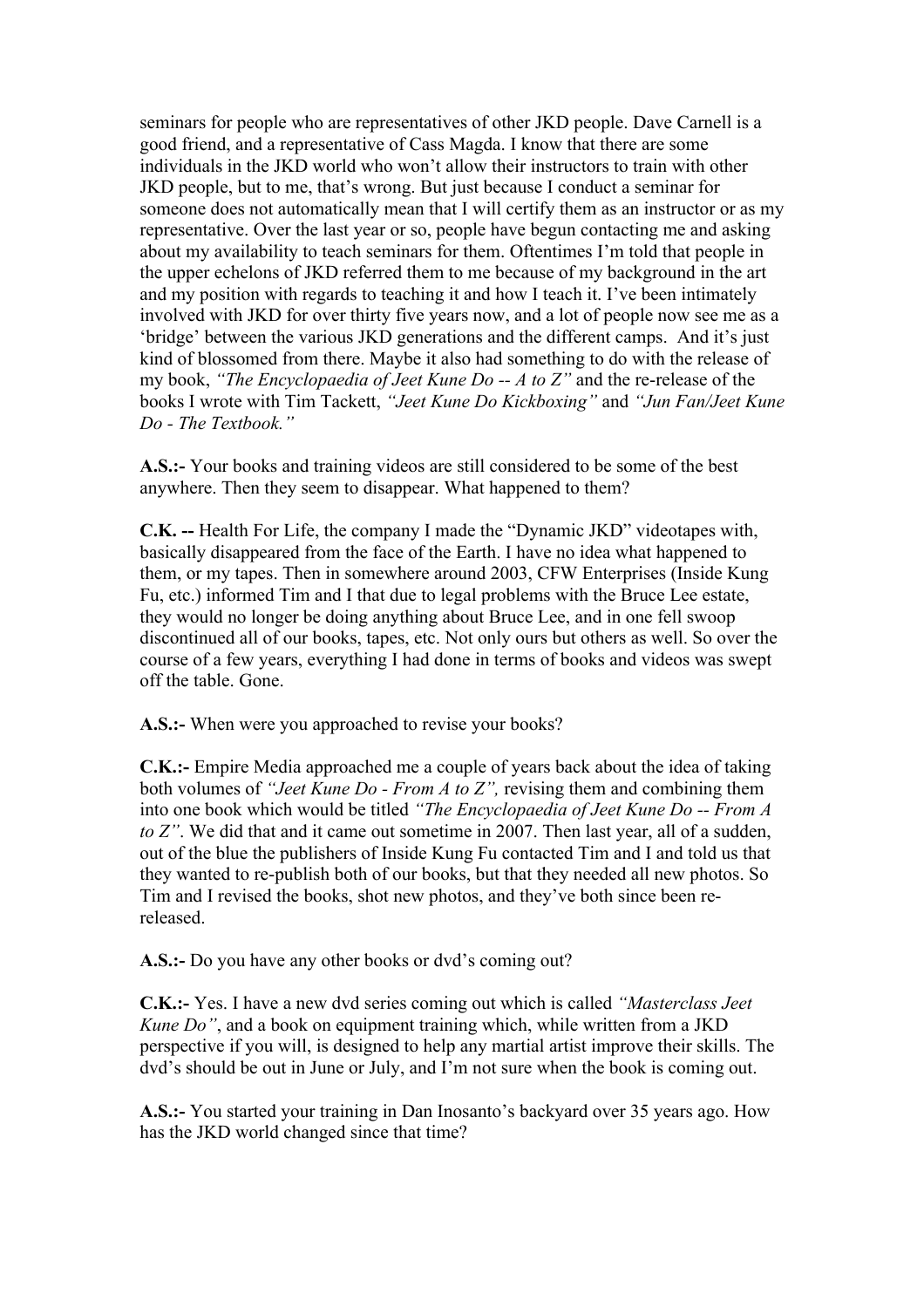seminars for people who are representatives of other JKD people. Dave Carnell is a good friend, and a representative of Cass Magda. I know that there are some individuals in the JKD world who won't allow their instructors to train with other JKD people, but to me, that's wrong. But just because I conduct a seminar for someone does not automatically mean that I will certify them as an instructor or as my representative. Over the last year or so, people have begun contacting me and asking about my availability to teach seminars for them. Oftentimes I'm told that people in the upper echelons of JKD referred them to me because of my background in the art and my position with regards to teaching it and how I teach it. I've been intimately involved with JKD for over thirty five years now, and a lot of people now see me as a 'bridge' between the various JKD generations and the different camps. And it's just kind of blossomed from there. Maybe it also had something to do with the release of my book, *"The Encyclopaedia of Jeet Kune Do -- A to Z"* and the re-release of the books I wrote with Tim Tackett, *"Jeet Kune Do Kickboxing"* and *"Jun Fan/Jeet Kune Do - The Textbook."*

**A.S.:-** Your books and training videos are still considered to be some of the best anywhere. Then they seem to disappear. What happened to them?

**C.K. --** Health For Life, the company I made the "Dynamic JKD" videotapes with, basically disappeared from the face of the Earth. I have no idea what happened to them, or my tapes. Then in somewhere around 2003, CFW Enterprises (Inside Kung Fu, etc.) informed Tim and I that due to legal problems with the Bruce Lee estate, they would no longer be doing anything about Bruce Lee, and in one fell swoop discontinued all of our books, tapes, etc. Not only ours but others as well. So over the course of a few years, everything I had done in terms of books and videos was swept off the table. Gone.

**A.S.:-** When were you approached to revise your books?

**C.K.:-** Empire Media approached me a couple of years back about the idea of taking both volumes of *"Jeet Kune Do - From A to Z",* revising them and combining them into one book which would be titled *"The Encyclopaedia of Jeet Kune Do -- From A to Z"*. We did that and it came out sometime in 2007. Then last year, all of a sudden, out of the blue the publishers of Inside Kung Fu contacted Tim and I and told us that they wanted to re-publish both of our books, but that they needed all new photos. So Tim and I revised the books, shot new photos, and they've both since been re-released.

**A.S.:-** Do you have any other books or dvd's coming out?

**C.K.:-** Yes. I have a new dvd series coming out which is called *"Masterclass Jeet Kune Do"*, and a book on equipment training which, while written from a JKD perspective if you will, is designed to help any martial artist improve their skills. The dvd's should be out in June or July, and I'm not sure when the book is coming out.

**A.S.:-** You started your training in Dan Inosanto's backyard over 35 years ago. How has the JKD world changed since that time?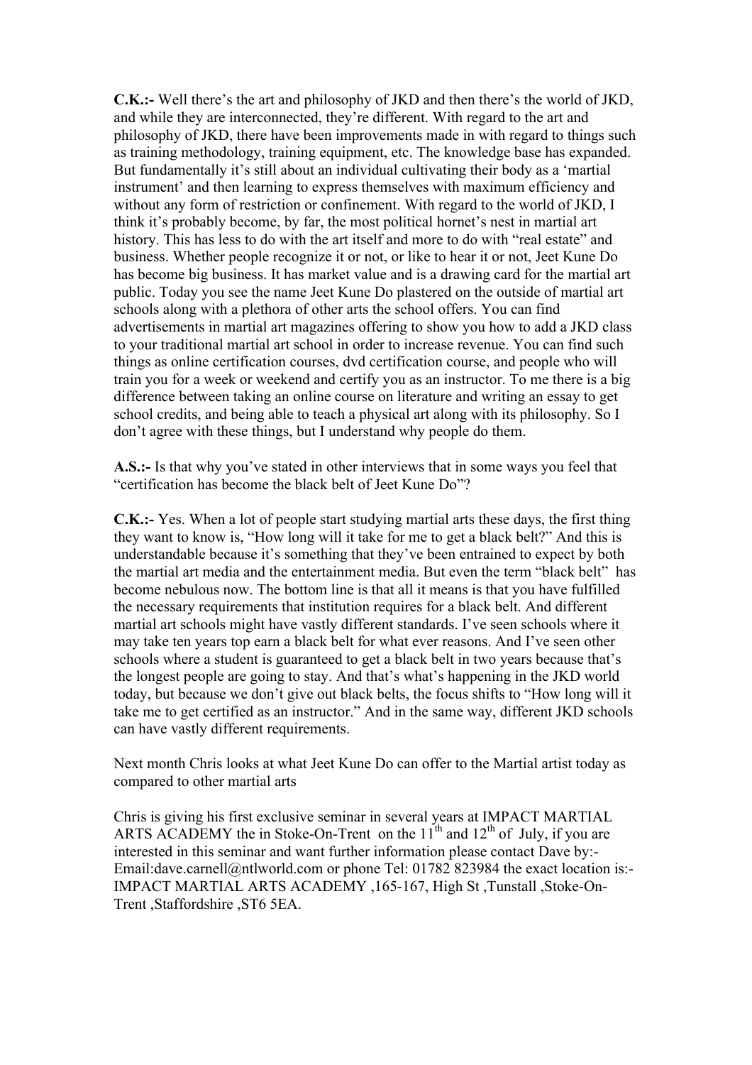**C.K.:-** Well there's the art and philosophy of JKD and then there's the world of JKD, and while they are interconnected, they're different. With regard to the art and philosophy of JKD, there have been improvements made in with regard to things such as training methodology, training equipment, etc. The knowledge base has expanded. But fundamentally it's still about an individual cultivating their body as a 'martial instrument' and then learning to express themselves with maximum efficiency and without any form of restriction or confinement. With regard to the world of JKD, I think it's probably become, by far, the most political hornet's nest in martial art history. This has less to do with the art itself and more to do with "real estate" and business. Whether people recognize it or not, or like to hear it or not, Jeet Kune Do has become big business. It has market value and is a drawing card for the martial art public. Today you see the name Jeet Kune Do plastered on the outside of martial art schools along with a plethora of other arts the school offers. You can find advertisements in martial art magazines offering to show you how to add a JKD class to your traditional martial art school in order to increase revenue. You can find such things as online certification courses, dvd certification course, and people who will train you for a week or weekend and certify you as an instructor. To me there is a big difference between taking an online course on literature and writing an essay to get school credits, and being able to teach a physical art along with its philosophy. So I don't agree with these things, but I understand why people do them.

**A.S.:-** Is that why you've stated in other interviews that in some ways you feel that "certification has become the black belt of Jeet Kune Do"?

**C.K.:-** Yes. When a lot of people start studying martial arts these days, the first thing they want to know is, "How long will it take for me to get a black belt?" And this is understandable because it's something that they've been entrained to expect by both the martial art media and the entertainment media. But even the term "black belt" has become nebulous now. The bottom line is that all it means is that you have fulfilled the necessary requirements that institution requires for a black belt. And different martial art schools might have vastly different standards. I've seen schools where it may take ten years top earn a black belt for what ever reasons. And I've seen other schools where a student is guaranteed to get a black belt in two years because that's the longest people are going to stay. And that's what's happening in the JKD world today, but because we don't give out black belts, the focus shifts to "How long will it take me to get certified as an instructor." And in the same way, different JKD schools can have vastly different requirements.

Next month Chris looks at what Jeet Kune Do can offer to the Martial artist today as compared to other martial arts

Chris is giving his first exclusive seminar in several years at IMPACT MARTIAL ARTS ACADEMY the in Stoke-On-Trent on the 11th and 12th of July, if you are interested in this seminar and want further information please contact Dave by:- Email:dave.carnell@ntlworld.com or phone Tel: 01782 823984 the exact location is:- IMPACT MARTIAL ARTS ACADEMY ,165-167, High St ,Tunstall ,Stoke-On-Trent ,Staffordshire ,ST6 5EA.